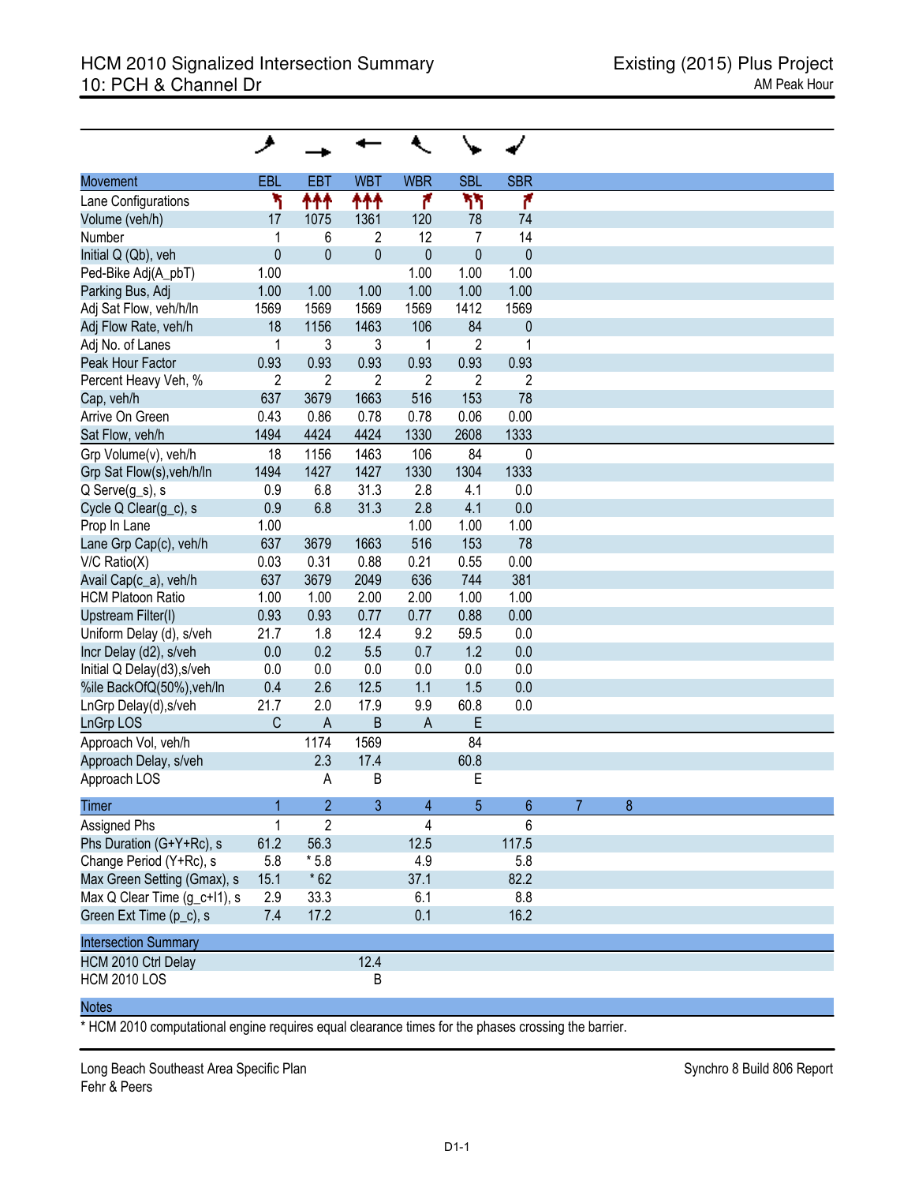# HCM 2010 Signalized Intersection Summary
## 10: PCH & Channel Dr

Existing (2015) Plus Project
AM Peak Hour

| Movement | EBL | EBT | WBT | WBR | SBL | SBR |
|---|---|---|---|---|---|---|
| Lane Configurations | | | | | | |
| Volume (veh/h) | 17 | 1075 | 1361 | 120 | 78 | 74 |
| Number | 1 | 6 | 2 | 12 | 7 | 14 |
| Initial Q (Qb), veh | 0 | 0 | 0 | 0 | 0 | 0 |
| Ped-Bike Adj(A_pbT) | 1.00 | | | 1.00 | 1.00 | 1.00 |
| Parking Bus, Adj | 1.00 | 1.00 | 1.00 | 1.00 | 1.00 | 1.00 |
| Adj Sat Flow, veh/h/ln | 1569 | 1569 | 1569 | 1569 | 1412 | 1569 |
| Adj Flow Rate, veh/h | 18 | 1156 | 1463 | 106 | 84 | 0 |
| Adj No. of Lanes | 1 | 3 | 3 | 1 | 2 | 1 |
| Peak Hour Factor | 0.93 | 0.93 | 0.93 | 0.93 | 0.93 | 0.93 |
| Percent Heavy Veh, % | 2 | 2 | 2 | 2 | 2 | 2 |
| Cap, veh/h | 637 | 3679 | 1663 | 516 | 153 | 78 |
| Arrive On Green | 0.43 | 0.86 | 0.78 | 0.78 | 0.06 | 0.00 |
| Sat Flow, veh/h | 1494 | 4424 | 4424 | 1330 | 2608 | 1333 |
| Grp Volume(v), veh/h | 18 | 1156 | 1463 | 106 | 84 | 0 |
| Grp Sat Flow(s),veh/h/ln | 1494 | 1427 | 1427 | 1330 | 1304 | 1333 |
| Q Serve(g_s), s | 0.9 | 6.8 | 31.3 | 2.8 | 4.1 | 0.0 |
| Cycle Q Clear(g_c), s | 0.9 | 6.8 | 31.3 | 2.8 | 4.1 | 0.0 |
| Prop In Lane | 1.00 | | | 1.00 | 1.00 | 1.00 |
| Lane Grp Cap(c), veh/h | 637 | 3679 | 1663 | 516 | 153 | 78 |
| V/C Ratio(X) | 0.03 | 0.31 | 0.88 | 0.21 | 0.55 | 0.00 |
| Avail Cap(c_a), veh/h | 637 | 3679 | 2049 | 636 | 744 | 381 |
| HCM Platoon Ratio | 1.00 | 1.00 | 2.00 | 2.00 | 1.00 | 1.00 |
| Upstream Filter(I) | 0.93 | 0.93 | 0.77 | 0.77 | 0.88 | 0.00 |
| Uniform Delay (d), s/veh | 21.7 | 1.8 | 12.4 | 9.2 | 59.5 | 0.0 |
| Incr Delay (d2), s/veh | 0.0 | 0.2 | 5.5 | 0.7 | 1.2 | 0.0 |
| Initial Q Delay(d3),s/veh | 0.0 | 0.0 | 0.0 | 0.0 | 0.0 | 0.0 |
| %ile BackOfQ(50%),veh/ln | 0.4 | 2.6 | 12.5 | 1.1 | 1.5 | 0.0 |
| LnGrp Delay(d),s/veh | 21.7 | 2.0 | 17.9 | 9.9 | 60.8 | 0.0 |
| LnGrp LOS | C | A | B | A | E | |
| Approach Vol, veh/h | | 1174 | 1569 | | 84 | |
| Approach Delay, s/veh | | 2.3 | 17.4 | | 60.8 | |
| Approach LOS | | A | B | | E | |

| Timer | 1 | 2 | 3 | 4 | 5 | 6 | 7 | 8 |
|---|---|---|---|---|---|---|---|---|
| Assigned Phs | 1 | 2 | | 4 | | 6 | | |
| Phs Duration (G+Y+Rc), s | 61.2 | 56.3 | | 12.5 | | 117.5 | | |
| Change Period (Y+Rc), s | 5.8 | * 5.8 | | 4.9 | | 5.8 | | |
| Max Green Setting (Gmax), s | 15.1 | * 62 | | 37.1 | | 82.2 | | |
| Max Q Clear Time (g_c+I1), s | 2.9 | 33.3 | | 6.1 | | 8.8 | | |
| Green Ext Time (p_c), s | 7.4 | 17.2 | | 0.1 | | 16.2 | | |

| Intersection Summary | |
|---|---|
| HCM 2010 Ctrl Delay | 12.4 |
| HCM 2010 LOS | B |

**Notes**

* HCM 2010 computational engine requires equal clearance times for the phases crossing the barrier.

Long Beach Southeast Area Specific Plan
Fehr & Peers

Synchro 8 Build 806 Report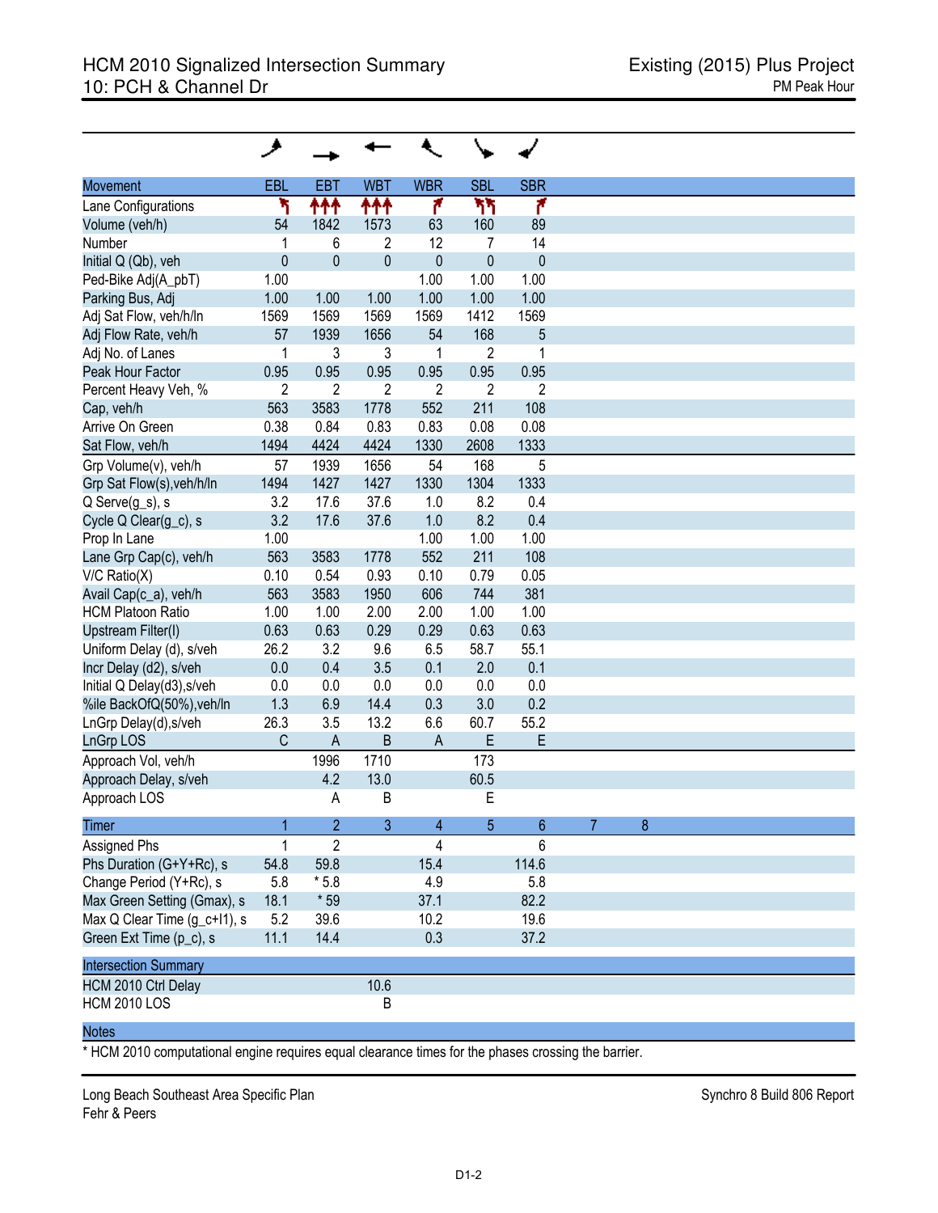# HCM 2010 Signalized Intersection Summary
## 10: PCH & Channel Dr

**Existing (2015) Plus Project**
PM Peak Hour

| Movement | EBL | EBT | WBT | WBR | SBL | SBR |
|---|---|---|---|---|---|---|
| Lane Configurations | | | | | | |
| Volume (veh/h) | 54 | 1842 | 1573 | 63 | 160 | 89 |
| Number | 1 | 6 | 2 | 12 | 7 | 14 |
| Initial Q (Qb), veh | 0 | 0 | 0 | 0 | 0 | 0 |
| Ped-Bike Adj(A_pbT) | 1.00 | | | 1.00 | 1.00 | 1.00 |
| Parking Bus, Adj | 1.00 | 1.00 | 1.00 | 1.00 | 1.00 | 1.00 |
| Adj Sat Flow, veh/h/ln | 1569 | 1569 | 1569 | 1569 | 1412 | 1569 |
| Adj Flow Rate, veh/h | 57 | 1939 | 1656 | 54 | 168 | 5 |
| Adj No. of Lanes | 1 | 3 | 3 | 1 | 2 | 1 |
| Peak Hour Factor | 0.95 | 0.95 | 0.95 | 0.95 | 0.95 | 0.95 |
| Percent Heavy Veh, % | 2 | 2 | 2 | 2 | 2 | 2 |
| Cap, veh/h | 563 | 3583 | 1778 | 552 | 211 | 108 |
| Arrive On Green | 0.38 | 0.84 | 0.83 | 0.83 | 0.08 | 0.08 |
| Sat Flow, veh/h | 1494 | 4424 | 4424 | 1330 | 2608 | 1333 |
| Grp Volume(v), veh/h | 57 | 1939 | 1656 | 54 | 168 | 5 |
| Grp Sat Flow(s),veh/h/ln | 1494 | 1427 | 1427 | 1330 | 1304 | 1333 |
| Q Serve(g_s), s | 3.2 | 17.6 | 37.6 | 1.0 | 8.2 | 0.4 |
| Cycle Q Clear(g_c), s | 3.2 | 17.6 | 37.6 | 1.0 | 8.2 | 0.4 |
| Prop In Lane | 1.00 | | | 1.00 | 1.00 | 1.00 |
| Lane Grp Cap(c), veh/h | 563 | 3583 | 1778 | 552 | 211 | 108 |
| V/C Ratio(X) | 0.10 | 0.54 | 0.93 | 0.10 | 0.79 | 0.05 |
| Avail Cap(c_a), veh/h | 563 | 3583 | 1950 | 606 | 744 | 381 |
| HCM Platoon Ratio | 1.00 | 1.00 | 2.00 | 2.00 | 1.00 | 1.00 |
| Upstream Filter(I) | 0.63 | 0.63 | 0.29 | 0.29 | 0.63 | 0.63 |
| Uniform Delay (d), s/veh | 26.2 | 3.2 | 9.6 | 6.5 | 58.7 | 55.1 |
| Incr Delay (d2), s/veh | 0.0 | 0.4 | 3.5 | 0.1 | 2.0 | 0.1 |
| Initial Q Delay(d3),s/veh | 0.0 | 0.0 | 0.0 | 0.0 | 0.0 | 0.0 |
| %ile BackOfQ(50%),veh/ln | 1.3 | 6.9 | 14.4 | 0.3 | 3.0 | 0.2 |
| LnGrp Delay(d),s/veh | 26.3 | 3.5 | 13.2 | 6.6 | 60.7 | 55.2 |
| LnGrp LOS | C | A | B | A | E | E |
| Approach Vol, veh/h | | 1996 | 1710 | | 173 | |
| Approach Delay, s/veh | | 4.2 | 13.0 | | 60.5 | |
| Approach LOS | | A | B | | E | |

| Timer | 1 | 2 | 3 | 4 | 5 | 6 | 7 | 8 |
|---|---|---|---|---|---|---|---|---|
| Assigned Phs | 1 | 2 | | 4 | | 6 | | |
| Phs Duration (G+Y+Rc), s | 54.8 | 59.8 | | 15.4 | | 114.6 | | |
| Change Period (Y+Rc), s | 5.8 | * 5.8 | | 4.9 | | 5.8 | | |
| Max Green Setting (Gmax), s | 18.1 | * 59 | | 37.1 | | 82.2 | | |
| Max Q Clear Time (g_c+I1), s | 5.2 | 39.6 | | 10.2 | | 19.6 | | |
| Green Ext Time (p_c), s | 11.1 | 14.4 | | 0.3 | | 37.2 | | |

| Intersection Summary | |
|---|---|
| HCM 2010 Ctrl Delay | 10.6 |
| HCM 2010 LOS | B |

**Notes**

* HCM 2010 computational engine requires equal clearance times for the phases crossing the barrier.

Long Beach Southeast Area Specific Plan
Fehr & Peers

Synchro 8 Build 806 Report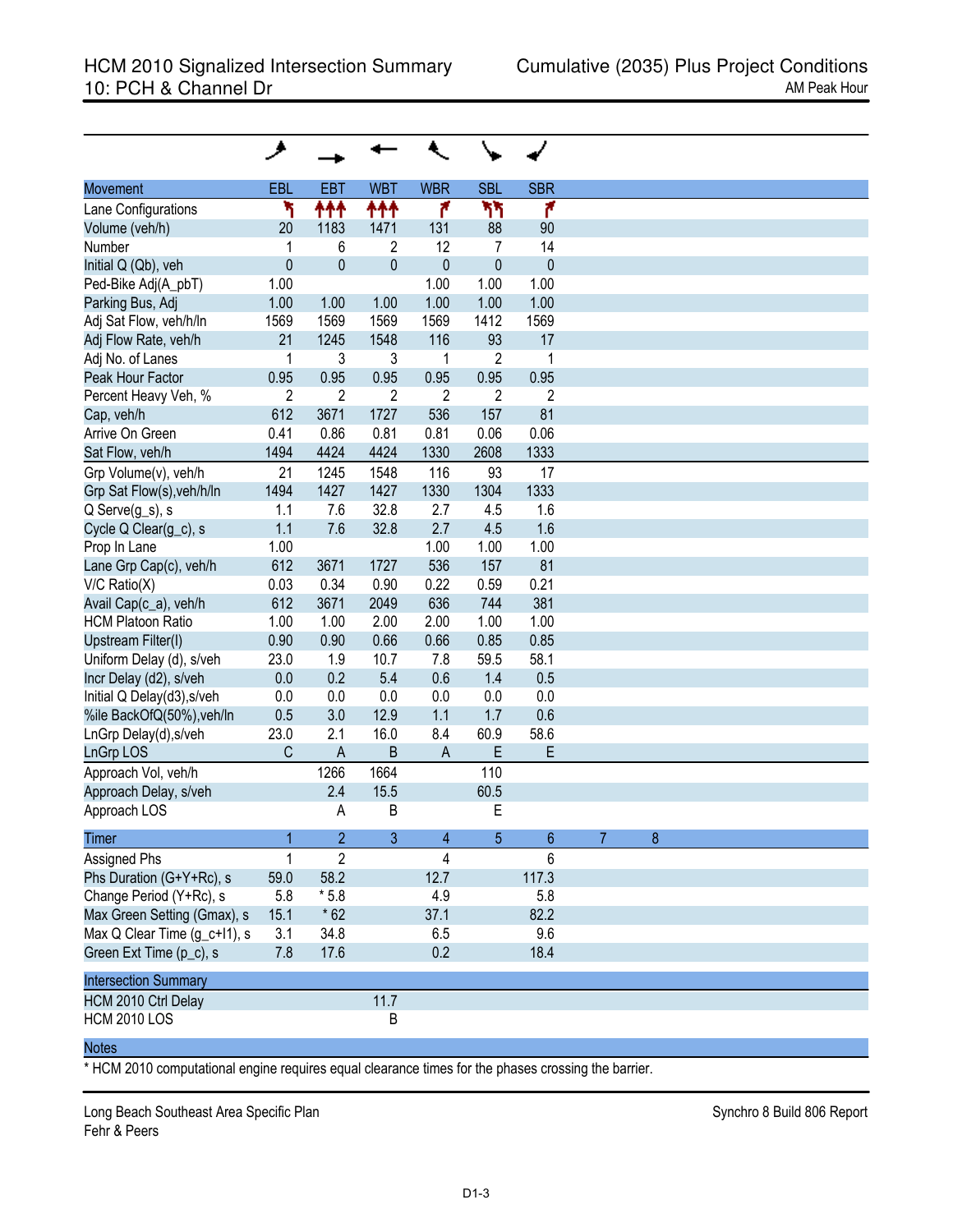# HCM 2010 Signalized Intersection Summary
## 10: PCH & Channel Dr

Cumulative (2035) Plus Project Conditions
AM Peak Hour

| Movement | EBL | EBT | WBT | WBR | SBL | SBR |
|---|---|---|---|---|---|---|
| Lane Configurations | | | | | | |
| Volume (veh/h) | 20 | 1183 | 1471 | 131 | 88 | 90 |
| Number | 1 | 6 | 2 | 12 | 7 | 14 |
| Initial Q (Qb), veh | 0 | 0 | 0 | 0 | 0 | 0 |
| Ped-Bike Adj(A_pbT) | 1.00 | | | 1.00 | 1.00 | 1.00 |
| Parking Bus, Adj | 1.00 | 1.00 | 1.00 | 1.00 | 1.00 | 1.00 |
| Adj Sat Flow, veh/h/ln | 1569 | 1569 | 1569 | 1569 | 1412 | 1569 |
| Adj Flow Rate, veh/h | 21 | 1245 | 1548 | 116 | 93 | 17 |
| Adj No. of Lanes | 1 | 3 | 3 | 1 | 2 | 1 |
| Peak Hour Factor | 0.95 | 0.95 | 0.95 | 0.95 | 0.95 | 0.95 |
| Percent Heavy Veh, % | 2 | 2 | 2 | 2 | 2 | 2 |
| Cap, veh/h | 612 | 3671 | 1727 | 536 | 157 | 81 |
| Arrive On Green | 0.41 | 0.86 | 0.81 | 0.81 | 0.06 | 0.06 |
| Sat Flow, veh/h | 1494 | 4424 | 4424 | 1330 | 2608 | 1333 |
| Grp Volume(v), veh/h | 21 | 1245 | 1548 | 116 | 93 | 17 |
| Grp Sat Flow(s),veh/h/ln | 1494 | 1427 | 1427 | 1330 | 1304 | 1333 |
| Q Serve(g_s), s | 1.1 | 7.6 | 32.8 | 2.7 | 4.5 | 1.6 |
| Cycle Q Clear(g_c), s | 1.1 | 7.6 | 32.8 | 2.7 | 4.5 | 1.6 |
| Prop In Lane | 1.00 | | | 1.00 | 1.00 | 1.00 |
| Lane Grp Cap(c), veh/h | 612 | 3671 | 1727 | 536 | 157 | 81 |
| V/C Ratio(X) | 0.03 | 0.34 | 0.90 | 0.22 | 0.59 | 0.21 |
| Avail Cap(c_a), veh/h | 612 | 3671 | 2049 | 636 | 744 | 381 |
| HCM Platoon Ratio | 1.00 | 1.00 | 2.00 | 2.00 | 1.00 | 1.00 |
| Upstream Filter(I) | 0.90 | 0.90 | 0.66 | 0.66 | 0.85 | 0.85 |
| Uniform Delay (d), s/veh | 23.0 | 1.9 | 10.7 | 7.8 | 59.5 | 58.1 |
| Incr Delay (d2), s/veh | 0.0 | 0.2 | 5.4 | 0.6 | 1.4 | 0.5 |
| Initial Q Delay(d3),s/veh | 0.0 | 0.0 | 0.0 | 0.0 | 0.0 | 0.0 |
| %ile BackOfQ(50%),veh/ln | 0.5 | 3.0 | 12.9 | 1.1 | 1.7 | 0.6 |
| LnGrp Delay(d),s/veh | 23.0 | 2.1 | 16.0 | 8.4 | 60.9 | 58.6 |
| LnGrp LOS | C | A | B | A | E | E |
| Approach Vol, veh/h | | 1266 | 1664 | | 110 | |
| Approach Delay, s/veh | | 2.4 | 15.5 | | 60.5 | |
| Approach LOS | | A | B | | E | |

| Timer | 1 | 2 | 3 | 4 | 5 | 6 | 7 | 8 |
|---|---|---|---|---|---|---|---|---|
| Assigned Phs | 1 | 2 | | 4 | | 6 | | |
| Phs Duration (G+Y+Rc), s | 59.0 | 58.2 | | 12.7 | | 117.3 | | |
| Change Period (Y+Rc), s | 5.8 | * 5.8 | | 4.9 | | 5.8 | | |
| Max Green Setting (Gmax), s | 15.1 | * 62 | | 37.1 | | 82.2 | | |
| Max Q Clear Time (g_c+I1), s | 3.1 | 34.8 | | 6.5 | | 9.6 | | |
| Green Ext Time (p_c), s | 7.8 | 17.6 | | 0.2 | | 18.4 | | |

| Intersection Summary | |
|---|---|
| HCM 2010 Ctrl Delay | 11.7 |
| HCM 2010 LOS | B |

**Notes**

* HCM 2010 computational engine requires equal clearance times for the phases crossing the barrier.

Long Beach Southeast Area Specific Plan
Fehr & Peers

Synchro 8 Build 806 Report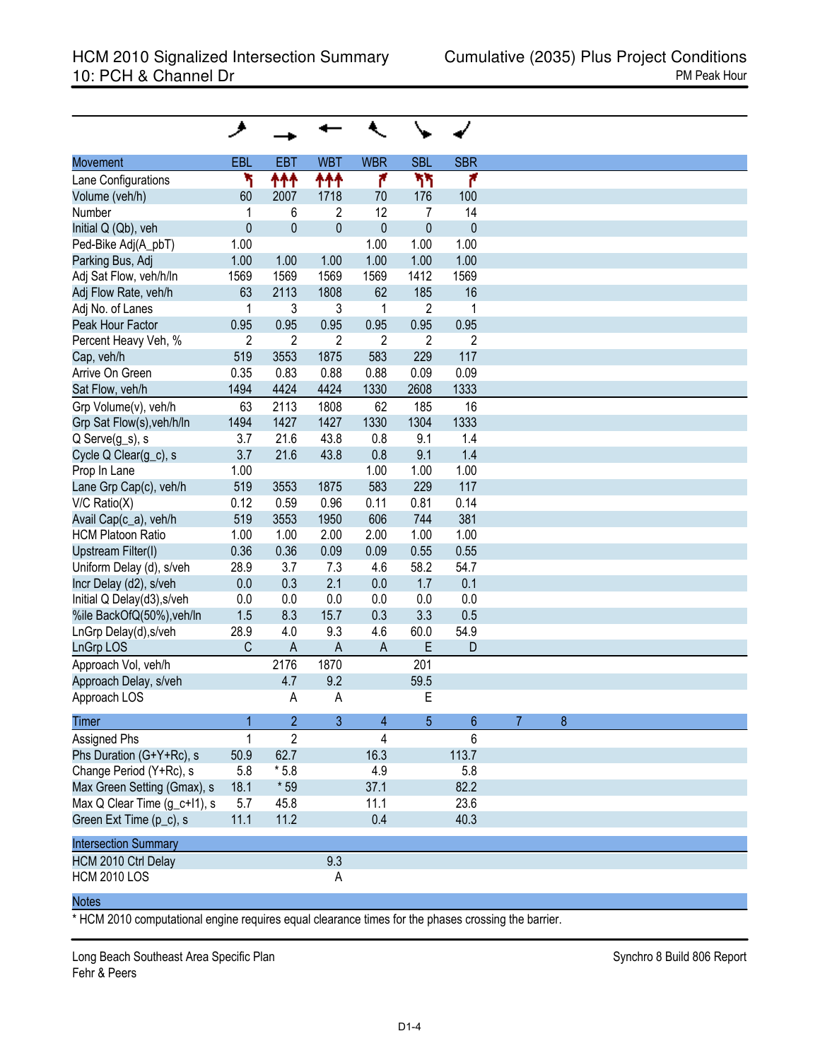# HCM 2010 Signalized Intersection Summary
## 10: PCH & Channel Dr

Cumulative (2035) Plus Project Conditions
PM Peak Hour

| Movement | EBL | EBT | WBT | WBR | SBL | SBR |
|---|---|---|---|---|---|---|
| Lane Configurations | | | | | | |
| Volume (veh/h) | 60 | 2007 | 1718 | 70 | 176 | 100 |
| Number | 1 | 6 | 2 | 12 | 7 | 14 |
| Initial Q (Qb), veh | 0 | 0 | 0 | 0 | 0 | 0 |
| Ped-Bike Adj(A_pbT) | 1.00 | | | 1.00 | 1.00 | 1.00 |
| Parking Bus, Adj | 1.00 | 1.00 | 1.00 | 1.00 | 1.00 | 1.00 |
| Adj Sat Flow, veh/h/ln | 1569 | 1569 | 1569 | 1569 | 1412 | 1569 |
| Adj Flow Rate, veh/h | 63 | 2113 | 1808 | 62 | 185 | 16 |
| Adj No. of Lanes | 1 | 3 | 3 | 1 | 2 | 1 |
| Peak Hour Factor | 0.95 | 0.95 | 0.95 | 0.95 | 0.95 | 0.95 |
| Percent Heavy Veh, % | 2 | 2 | 2 | 2 | 2 | 2 |
| Cap, veh/h | 519 | 3553 | 1875 | 583 | 229 | 117 |
| Arrive On Green | 0.35 | 0.83 | 0.88 | 0.88 | 0.09 | 0.09 |
| Sat Flow, veh/h | 1494 | 4424 | 4424 | 1330 | 2608 | 1333 |
| Grp Volume(v), veh/h | 63 | 2113 | 1808 | 62 | 185 | 16 |
| Grp Sat Flow(s),veh/h/ln | 1494 | 1427 | 1427 | 1330 | 1304 | 1333 |
| Q Serve(g_s), s | 3.7 | 21.6 | 43.8 | 0.8 | 9.1 | 1.4 |
| Cycle Q Clear(g_c), s | 3.7 | 21.6 | 43.8 | 0.8 | 9.1 | 1.4 |
| Prop In Lane | 1.00 | | | 1.00 | 1.00 | 1.00 |
| Lane Grp Cap(c), veh/h | 519 | 3553 | 1875 | 583 | 229 | 117 |
| V/C Ratio(X) | 0.12 | 0.59 | 0.96 | 0.11 | 0.81 | 0.14 |
| Avail Cap(c_a), veh/h | 519 | 3553 | 1950 | 606 | 744 | 381 |
| HCM Platoon Ratio | 1.00 | 1.00 | 2.00 | 2.00 | 1.00 | 1.00 |
| Upstream Filter(I) | 0.36 | 0.36 | 0.09 | 0.09 | 0.55 | 0.55 |
| Uniform Delay (d), s/veh | 28.9 | 3.7 | 7.3 | 4.6 | 58.2 | 54.7 |
| Incr Delay (d2), s/veh | 0.0 | 0.3 | 2.1 | 0.0 | 1.7 | 0.1 |
| Initial Q Delay(d3),s/veh | 0.0 | 0.0 | 0.0 | 0.0 | 0.0 | 0.0 |
| %ile BackOfQ(50%),veh/ln | 1.5 | 8.3 | 15.7 | 0.3 | 3.3 | 0.5 |
| LnGrp Delay(d),s/veh | 28.9 | 4.0 | 9.3 | 4.6 | 60.0 | 54.9 |
| LnGrp LOS | C | A | A | A | E | D |
| Approach Vol, veh/h | | 2176 | 1870 | | 201 | |
| Approach Delay, s/veh | | 4.7 | 9.2 | | 59.5 | |
| Approach LOS | | A | A | | E | |

| Timer | 1 | 2 | 3 | 4 | 5 | 6 | 7 | 8 |
|---|---|---|---|---|---|---|---|---|
| Assigned Phs | 1 | 2 | | 4 | | 6 | | |
| Phs Duration (G+Y+Rc), s | 50.9 | 62.7 | | 16.3 | | 113.7 | | |
| Change Period (Y+Rc), s | 5.8 | * 5.8 | | 4.9 | | 5.8 | | |
| Max Green Setting (Gmax), s | 18.1 | * 59 | | 37.1 | | 82.2 | | |
| Max Q Clear Time (g_c+I1), s | 5.7 | 45.8 | | 11.1 | | 23.6 | | |
| Green Ext Time (p_c), s | 11.1 | 11.2 | | 0.4 | | 40.3 | | |

| Intersection Summary | | | |
|---|---|---|---|
| HCM 2010 Ctrl Delay | | | 9.3 |
| HCM 2010 LOS | | | A |

**Notes**

* HCM 2010 computational engine requires equal clearance times for the phases crossing the barrier.

Long Beach Southeast Area Specific Plan
Fehr & Peers

Synchro 8 Build 806 Report